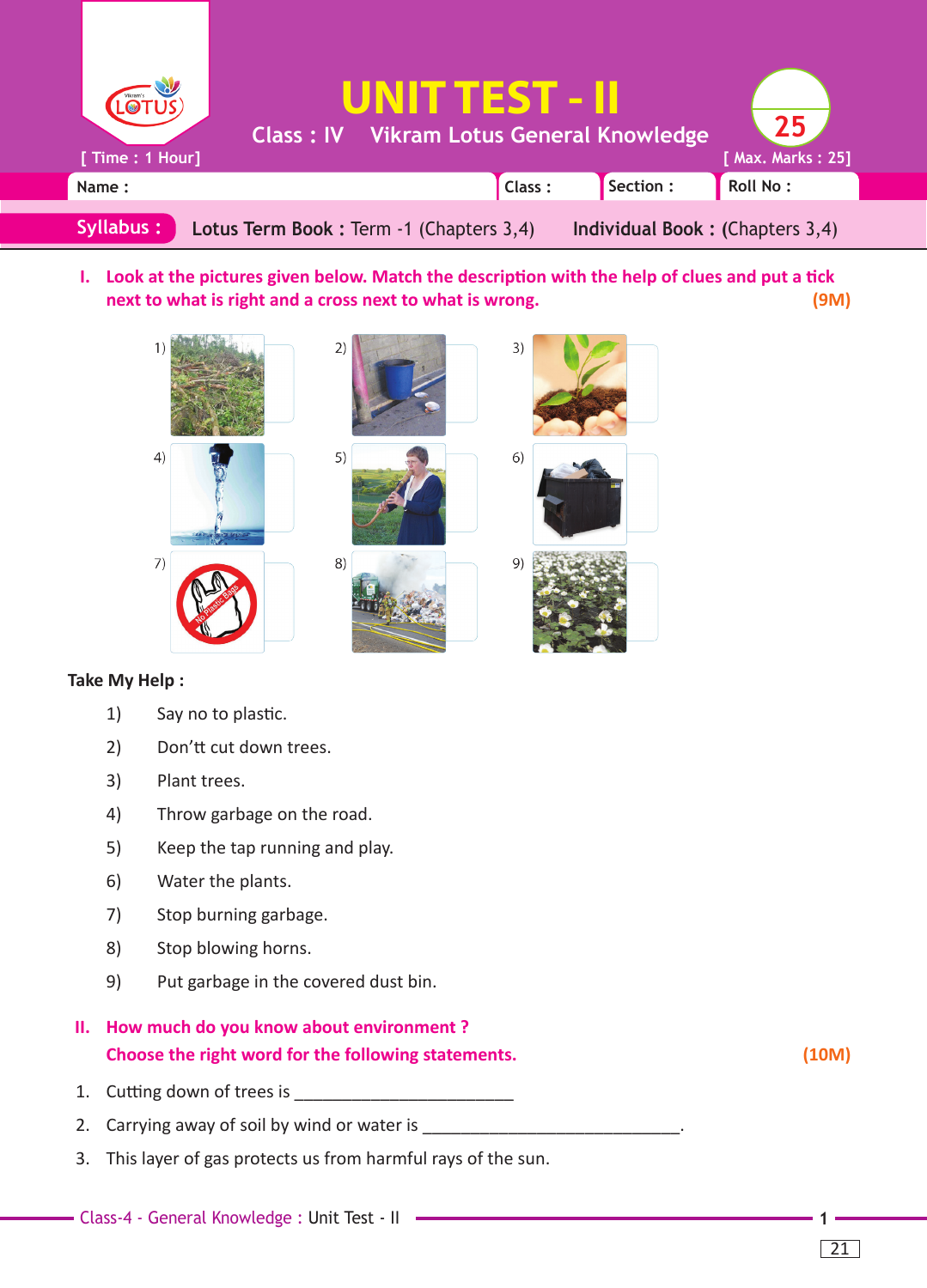# UNIT TEST - II

Class : IV Vikram Lotus General Knowledge

[ Time : 1 Hour] [ Max. Marks : 25]

Name : Class : Section : Roll No :

**Syllabus :** **Lotus Term Book :** Term -1 (Chapters 3,4) **Individual Book :** (Chapters 3,4)

**I. Look at the pictures given below. Match the description with the help of clues and put a tick next to what is right and a cross next to what is wrong.** **(9M)**

1) 2) 3)

4) 5) 6)

7) 8) 9)

**Take My Help :**

1) Say no to plastic.
2) Don't't cut down trees.
3) Plant trees.
4) Throw garbage on the road.
5) Keep the tap running and play.
6) Water the plants.
7) Stop burning garbage.
8) Stop blowing horns.
9) Put garbage in the covered dust bin.

**II. How much do you know about environment ?**
**Choose the right word for the following statements.** **(10M)**

1. Cutting down of trees is _______________________
2. Carrying away of soil by wind or water is ___________________________.
3. This layer of gas protects us from harmful rays of the sun.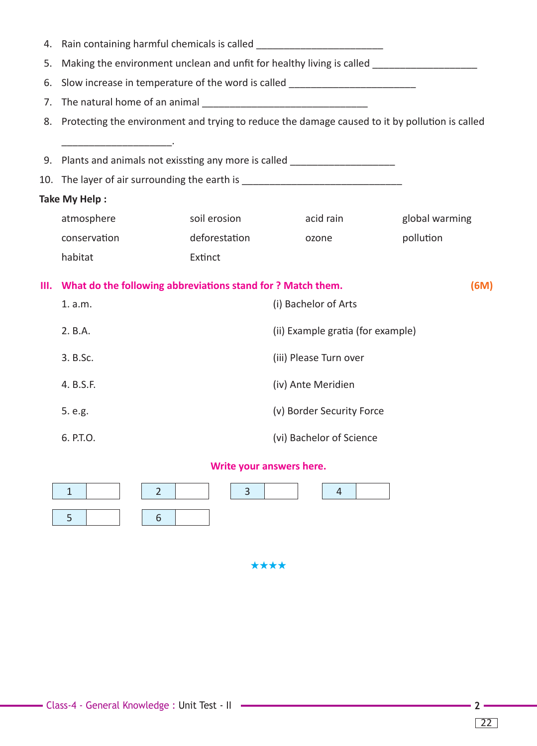4. Rain containing harmful chemicals is called ______________________

5. Making the environment unclean and unfit for healthy living is called __________________

6. Slow increase in temperature of the word is called ______________________

7. The natural home of an animal ____________________________

8. Protecting the environment and trying to reduce the damage caused to it by pollution is called ____________________.

9. Plants and animals not exissting any more is called __________________

10. The layer of air surrounding the earth is ____________________________

**Take My Help :**

| | | | |
|---|---|---|---|
| atmosphere | soil erosion | acid rain | global warming |
| conservation | deforestation | ozone | pollution |
| habitat | Extinct | | |

## III. What do the following abbreviations stand for ? Match them. (6M)

| | |
|---|---|
| 1. a.m. | (i) Bachelor of Arts |
| 2. B.A. | (ii) Example gratia (for example) |
| 3. B.Sc. | (iii) Please Turn over |
| 4. B.S.F. | (iv) Ante Meridien |
| 5. e.g. | (v) Border Security Force |
| 6. P.T.O. | (vi) Bachelor of Science |

**Write your answers here.**

| | | | | | | | |
|---|---|---|---|---|---|---|---|
| 1 | | 2 | | 3 | | 4 | |
| 5 | | 6 | | | | | |

★★★★